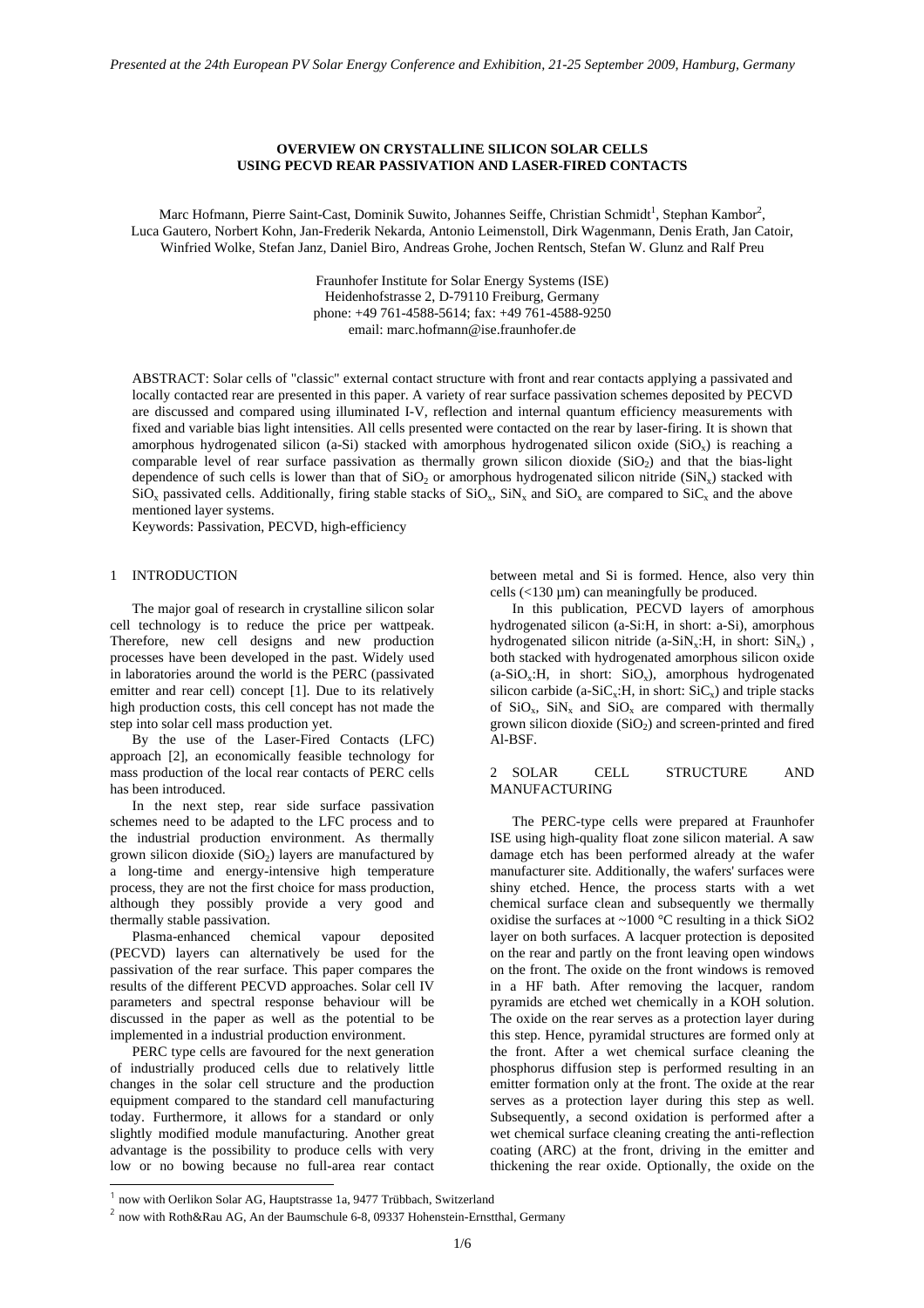*Presented at the 24th European PV Solar Energy Conference and Exhibition, 21-25 September 2009, Hamburg, Germany*

# OVERVIEW ON CRYSTALLINE SILICON SOLAR CELLS USING PECVD REAR PASSIVATION AND LASER-FIRED CONTACTS

Marc Hofmann, Pierre Saint-Cast, Dominik Suwito, Johannes Seiffe, Christian Schmidt[1], Stephan Kambor[2], Luca Gautero, Norbert Kohn, Jan-Frederik Nekarda, Antonio Leimenstoll, Dirk Wagenmann, Denis Erath, Jan Catoir, Winfried Wolke, Stefan Janz, Daniel Biro, Andreas Grohe, Jochen Rentsch, Stefan W. Glunz and Ralf Preu

Fraunhofer Institute for Solar Energy Systems (ISE)
Heidenhofstrasse 2, D-79110 Freiburg, Germany
phone: +49 761-4588-5614; fax: +49 761-4588-9250
email: marc.hofmann@ise.fraunhofer.de

ABSTRACT: Solar cells of "classic" external contact structure with front and rear contacts applying a passivated and locally contacted rear are presented in this paper. A variety of rear surface passivation schemes deposited by PECVD are discussed and compared using illuminated I-V, reflection and internal quantum efficiency measurements with fixed and variable bias light intensities. All cells presented were contacted on the rear by laser-firing. It is shown that amorphous hydrogenated silicon (a-Si) stacked with amorphous hydrogenated silicon oxide ($SiO_x$) is reaching a comparable level of rear surface passivation as thermally grown silicon dioxide ($SiO_2$) and that the bias-light dependence of such cells is lower than that of $SiO_2$ or amorphous hydrogenated silicon nitride ($SiN_x$) stacked with $SiO_x$ passivated cells. Additionally, firing stable stacks of $SiO_x$, $SiN_x$ and $SiO_x$ are compared to $SiC_x$ and the above mentioned layer systems.

Keywords: Passivation, PECVD, high-efficiency

## 1 INTRODUCTION

The major goal of research in crystalline silicon solar cell technology is to reduce the price per wattpeak. Therefore, new cell designs and new production processes have been developed in the past. Widely used in laboratories around the world is the PERC (passivated emitter and rear cell) concept [1]. Due to its relatively high production costs, this cell concept has not made the step into solar cell mass production yet.

By the use of the Laser-Fired Contacts (LFC) approach [2], an economically feasible technology for mass production of the local rear contacts of PERC cells has been introduced.

In the next step, rear side surface passivation schemes need to be adapted to the LFC process and to the industrial production environment. As thermally grown silicon dioxide ($SiO_2$) layers are manufactured by a long-time and energy-intensive high temperature process, they are not the first choice for mass production, although they possibly provide a very good and thermally stable passivation.

Plasma-enhanced chemical vapour deposited (PECVD) layers can alternatively be used for the passivation of the rear surface. This paper compares the results of the different PECVD approaches. Solar cell IV parameters and spectral response behaviour will be discussed in the paper as well as the potential to be implemented in a industrial production environment.

PERC type cells are favoured for the next generation of industrially produced cells due to relatively little changes in the solar cell structure and the production equipment compared to the standard cell manufacturing today. Furthermore, it allows for a standard or only slightly modified module manufacturing. Another great advantage is the possibility to produce cells with very low or no bowing because no full-area rear contact between metal and Si is formed. Hence, also very thin cells (<130 µm) can meaningfully be produced.

In this publication, PECVD layers of amorphous hydrogenated silicon (a-Si:H, in short: a-Si), amorphous hydrogenated silicon nitride (a-$SiN_x$:H, in short: $SiN_x$), both stacked with hydrogenated amorphous silicon oxide (a-$SiO_x$:H, in short: $SiO_x$), amorphous hydrogenated silicon carbide (a-$SiC_x$:H, in short: $SiC_x$) and triple stacks of $SiO_x$, $SiN_x$ and $SiO_x$ are compared with thermally grown silicon dioxide ($SiO_2$) and screen-printed and fired Al-BSF.

## 2 SOLAR CELL STRUCTURE AND MANUFACTURING

The PERC-type cells were prepared at Fraunhofer ISE using high-quality float zone silicon material. A saw damage etch has been performed already at the wafer manufacturer site. Additionally, the wafers' surfaces were shiny etched. Hence, the process starts with a wet chemical surface clean and subsequently we thermally oxidise the surfaces at ~1000 °C resulting in a thick SiO2 layer on both surfaces. A lacquer protection is deposited on the rear and partly on the front leaving open windows on the front. The oxide on the front windows is removed in a HF bath. After removing the lacquer, random pyramids are etched wet chemically in a KOH solution. The oxide on the rear serves as a protection layer during this step. Hence, pyramidal structures are formed only at the front. After a wet chemical surface cleaning the phosphorus diffusion step is performed resulting in an emitter formation only at the front. The oxide at the rear serves as a protection layer during this step as well. Subsequently, a second oxidation is performed after a wet chemical surface cleaning creating the anti-reflection coating (ARC) at the front, driving in the emitter and thickening the rear oxide. Optionally, the oxide on the

---

[1] now with Oerlikon Solar AG, Hauptstrasse 1a, 9477 Trübbach, Switzerland

[2] now with Roth&Rau AG, An der Baumschule 6-8, 09337 Hohenstein-Ernstthal, Germany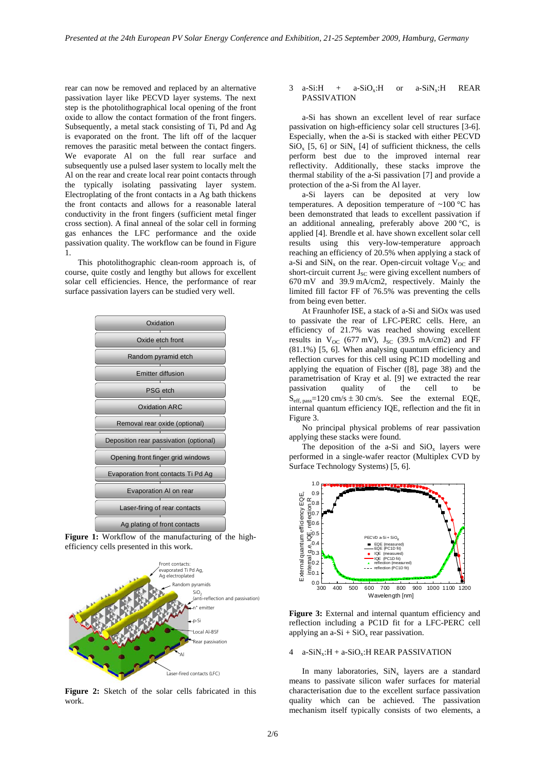rear can now be removed and replaced by an alternative passivation layer like PECVD layer systems. The next step is the photolithographical local opening of the front oxide to allow the contact formation of the front fingers. Subsequently, a metal stack consisting of Ti, Pd and Ag is evaporated on the front. The lift off of the lacquer removes the parasitic metal between the contact fingers. We evaporate Al on the full rear surface and subsequently use a pulsed laser system to locally melt the Al on the rear and create local rear point contacts through the typically isolating passivating layer system. Electroplating of the front contacts in a Ag bath thickens the front contacts and allows for a reasonable lateral conductivity in the front fingers (sufficient metal finger cross section). A final anneal of the solar cell in forming gas enhances the LFC performance and the oxide passivation quality. The workflow can be found in Figure 1.

This photolithographic clean-room approach is, of course, quite costly and lengthy but allows for excellent solar cell efficiencies. Hence, the performance of rear surface passivation layers can be studied very well.

Oxidation
Oxide etch front
Random pyramid etch
Emitter diffusion
PSG etch
Oxidation ARC
Removal rear oxide (optional)
Deposition rear passivation (optional)
Opening front finger grid windows
Evaporation front contacts Ti Pd Ag
Evaporation Al on rear
Laser-firing of rear contacts
Ag plating of front contacts

**Figure 1:** Workflow of the manufacturing of the high-efficiency cells presented in this work.

**Figure 2:** Sketch of the solar cells fabricated in this work.

## 3 a-Si:H + a-SiO$_x$:H or a-SiN$_x$:H REAR PASSIVATION

a-Si has shown an excellent level of rear surface passivation on high-efficiency solar cell structures [3-6]. Especially, when the a-Si is stacked with either PECVD SiO$_x$ [5, 6] or SiN$_x$ [4] of sufficient thickness, the cells perform best due to the improved internal rear reflectivity. Additionally, these stacks improve the thermal stability of the a-Si passivation [7] and provide a protection of the a-Si from the Al layer.

a-Si layers can be deposited at very low temperatures. A deposition temperature of ~100 °C has been demonstrated that leads to excellent passivation if an additional annealing, preferably above 200 °C, is applied [4]. Brendle et al. have shown excellent solar cell results using this very-low-temperature approach reaching an efficiency of 20.5% when applying a stack of a-Si and SiN$_x$ on the rear. Open-circuit voltage $V_{OC}$ and short-circuit current $J_{SC}$ were giving excellent numbers of 670 mV and 39.9 mA/cm2, respectively. Mainly the limited fill factor FF of 76.5% was preventing the cells from being even better.

At Fraunhofer ISE, a stack of a-Si and SiOx was used to passivate the rear of LFC-PERC cells. Here, an efficiency of 21.7% was reached showing excellent results in $V_{OC}$ (677 mV), $J_{SC}$ (39.5 mA/cm2) and FF (81.1%) [5, 6]. When analysing quantum efficiency and reflection curves for this cell using PC1D modelling and applying the equation of Fischer ([8], page 38) and the parametrisation of Kray et al. [9] we extracted the rear passivation quality of the cell to be $S_{eff,\,pass}$=120 cm/s ± 30 cm/s. See the external EQE, internal quantum efficiency IQE, reflection and the fit in Figure 3.

No principal physical problems of rear passivation applying these stacks were found.

The deposition of the a-Si and SiO$_x$ layers were performed in a single-wafer reactor (Multiplex CVD by Surface Technology Systems) [5, 6].

**Figure 3:** External and internal quantum efficiency and reflection including a PC1D fit for a LFC-PERC cell applying an a-Si + SiO$_x$ rear passivation.

## 4 a-SiN$_x$:H + a-SiO$_x$:H REAR PASSIVATION

In many laboratories, SiN$_x$ layers are a standard means to passivate silicon wafer surfaces for material characterisation due to the excellent surface passivation quality which can be achieved. The passivation mechanism itself typically consists of two elements, a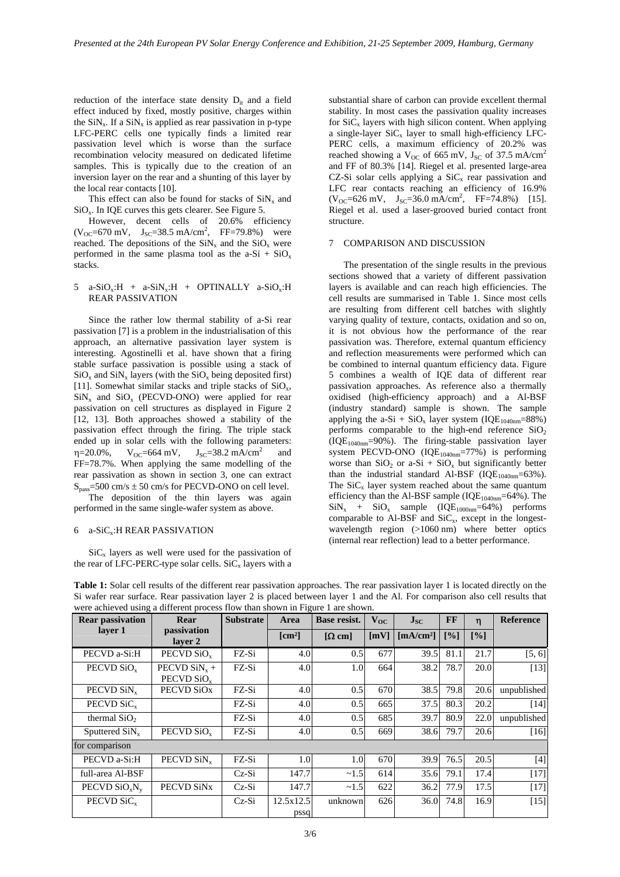reduction of the interface state density $D_{it}$ and a field effect induced by fixed, mostly positive, charges within the $SiN_x$. If a $SiN_x$ is applied as rear passivation in p-type LFC-PERC cells one typically finds a limited rear passivation level which is worse than the surface recombination velocity measured on dedicated lifetime samples. This is typically due to the creation of an inversion layer on the rear and a shunting of this layer by the local rear contacts [10].

This effect can also be found for stacks of $SiN_x$ and $SiO_x$. In IQE curves this gets clearer. See Figure 5.

However, decent cells of 20.6% efficiency ($V_{OC}$=670 mV, $J_{SC}$=38.5 mA/cm$^2$, FF=79.8%) were reached. The depositions of the $SiN_x$ and the $SiO_x$ were performed in the same plasma tool as the a-Si + $SiO_x$ stacks.

## 5 a-$SiO_x$:H + a-$SiN_x$:H + OPTINALLY a-$SiO_x$:H REAR PASSIVATION

Since the rather low thermal stability of a-Si rear passivation [7] is a problem in the industrialisation of this approach, an alternative passivation layer system is interesting. Agostinelli et al. have shown that a firing stable surface passivation is possible using a stack of $SiO_x$ and $SiN_x$ layers (with the $SiO_x$ being deposited first) [11]. Somewhat similar stacks and triple stacks of $SiO_x$, $SiN_x$ and $SiO_x$ (PECVD-ONO) were applied for rear passivation on cell structures as displayed in Figure 2 [12, 13]. Both approaches showed a stability of the passivation effect through the firing. The triple stack ended up in solar cells with the following parameters: $\eta$=20.0%, $V_{OC}$=664 mV, $J_{SC}$=38.2 mA/cm$^2$ and FF=78.7%. When applying the same modelling of the rear passivation as shown in section 3, one can extract $S_{pass}$=500 cm/s ± 50 cm/s for PECVD-ONO on cell level.

The deposition of the thin layers was again performed in the same single-wafer system as above.

## 6 a-$SiC_x$:H REAR PASSIVATION

$SiC_x$ layers as well were used for the passivation of the rear of LFC-PERC-type solar cells. $SiC_x$ layers with a substantial share of carbon can provide excellent thermal stability. In most cases the passivation quality increases for $SiC_x$ layers with high silicon content. When applying a single-layer $SiC_x$ layer to small high-efficiency LFC-PERC cells, a maximum efficiency of 20.2% was reached showing a $V_{OC}$ of 665 mV, $J_{SC}$ of 37.5 mA/cm$^2$ and FF of 80.3% [14]. Riegel et al. presented large-area CZ-Si solar cells applying a $SiC_x$ rear passivation and LFC rear contacts reaching an efficiency of 16.9% ($V_{OC}$=626 mV, $J_{SC}$=36.0 mA/cm$^2$, FF=74.8%) [15]. Riegel et al. used a laser-grooved buried contact front structure.

## 7 COMPARISON AND DISCUSSION

The presentation of the single results in the previous sections showed that a variety of different passivation layers is available and can reach high efficiencies. The cell results are summarised in Table 1. Since most cells are resulting from different cell batches with slightly varying quality of texture, contacts, oxidation and so on, it is not obvious how the performance of the rear passivation was. Therefore, external quantum efficiency and reflection measurements were performed which can be combined to internal quantum efficiency data. Figure 5 combines a wealth of IQE data of different rear passivation approaches. As reference also a thermally oxidised (high-efficiency approach) and a Al-BSF (industry standard) sample is shown. The sample applying the a-Si + $SiO_x$ layer system ($IQE_{1040nm}$=88%) performs comparable to the high-end reference $SiO_2$ ($IQE_{1040nm}$=90%). The firing-stable passivation layer system PECVD-ONO ($IQE_{1040nm}$=77%) is performing worse than $SiO_2$ or a-Si + $SiO_x$ but significantly better than the industrial standard Al-BSF ($IQE_{1040nm}$=63%). The $SiC_x$ layer system reached about the same quantum efficiency than the Al-BSF sample ($IQE_{1040nm}$=64%). The $SiN_x$ + $SiO_x$ sample ($IQE_{1000nm}$=64%) performs comparable to Al-BSF and $SiC_x$, except in the longest-wavelength region (>1060 nm) where better optics (internal rear reflection) lead to a better performance.

**Table 1:** Solar cell results of the different rear passivation approaches. The rear passivation layer 1 is located directly on the Si wafer rear surface. Rear passivation layer 2 is placed between layer 1 and the Al. For comparison also cell results that were achieved using a different process flow than shown in Figure 1 are shown.

| Rear passivation layer 1 | Rear passivation layer 2 | Substrate | Area | Base resist. | $V_{OC}$ | $J_{SC}$ | FF | $\eta$ | Reference |
|---|---|---|---|---|---|---|---|---|---|
| | | | [cm²] | [Ω cm] | [mV] | [mA/cm²] | [%] | [%] | |
| PECVD a-Si:H | PECVD $SiO_x$ | FZ-Si | 4.0 | 0.5 | 677 | 39.5 | 81.1 | 21.7 | [5, 6] |
| PECVD $SiO_x$ | PECVD $SiN_x$ + PECVD $SiO_x$ | FZ-Si | 4.0 | 1.0 | 664 | 38.2 | 78.7 | 20.0 | [13] |
| PECVD $SiN_x$ | PECVD SiOx | FZ-Si | 4.0 | 0.5 | 670 | 38.5 | 79.8 | 20.6 | unpublished |
| PECVD $SiC_x$ | | FZ-Si | 4.0 | 0.5 | 665 | 37.5 | 80.3 | 20.2 | [14] |
| thermal $SiO_2$ | | FZ-Si | 4.0 | 0.5 | 685 | 39.7 | 80.9 | 22.0 | unpublished |
| Sputtered $SiN_x$ | PECVD $SiO_x$ | FZ-Si | 4.0 | 0.5 | 669 | 38.6 | 79.7 | 20.6 | [16] |
| for comparison | | | | | | | | | |
| PECVD a-Si:H | PECVD $SiN_x$ | FZ-Si | 1.0 | 1.0 | 670 | 39.9 | 76.5 | 20.5 | [4] |
| full-area Al-BSF | | Cz-Si | 147.7 | ~1.5 | 614 | 35.6 | 79.1 | 17.4 | [17] |
| PECVD $SiO_xN_y$ | PECVD SiNx | Cz-Si | 147.7 | ~1.5 | 622 | 36.2 | 77.9 | 17.5 | [17] |
| PECVD $SiC_x$ | | Cz-Si | 12.5x12.5 pssq | unknown | 626 | 36.0 | 74.8 | 16.9 | [15] |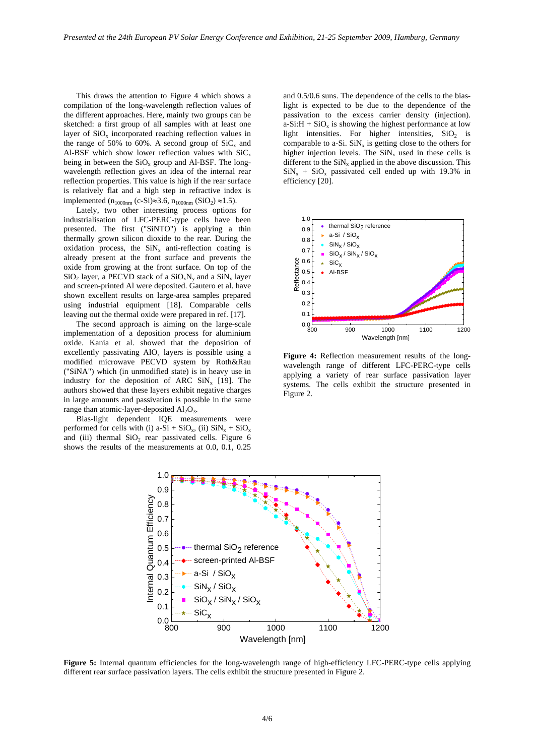This draws the attention to Figure 4 which shows a compilation of the long-wavelength reflection values of the different approaches. Here, mainly two groups can be sketched: a first group of all samples with at least one layer of $SiO_x$ incorporated reaching reflection values in the range of 50% to 60%. A second group of $SiC_x$ and Al-BSF which show lower reflection values with $SiC_x$ being in between the $SiO_x$ group and Al-BSF. The long-wavelength reflection gives an idea of the internal rear reflection properties. This value is high if the rear surface is relatively flat and a high step in refractive index is implemented ($n_{1000nm}$ (c-Si)≈3.6, $n_{1000nm}$ ($SiO_2$) ≈1.5).

Lately, two other interesting process options for industrialisation of LFC-PERC-type cells have been presented. The first ("SiNTO") is applying a thin thermally grown silicon dioxide to the rear. During the oxidation process, the $SiN_x$ anti-reflection coating is already present at the front surface and prevents the oxide from growing at the front surface. On top of the $SiO_2$ layer, a PECVD stack of a $SiO_xN_y$ and a $SiN_x$ layer and screen-printed Al were deposited. Gautero et al. have shown excellent results on large-area samples prepared using industrial equipment [18]. Comparable cells leaving out the thermal oxide were prepared in ref. [17].

The second approach is aiming on the large-scale implementation of a deposition process for aluminium oxide. Kania et al. showed that the deposition of excellently passivating $AlO_x$ layers is possible using a modified microwave PECVD system by Roth&Rau ("SiNA") which (in unmodified state) is in heavy use in industry for the deposition of ARC $SiN_x$ [19]. The authors showed that these layers exhibit negative charges in large amounts and passivation is possible in the same range than atomic-layer-deposited $Al_2O_3$.

Bias-light dependent IQE measurements were performed for cells with (i) a-Si + $SiO_x$, (ii) $SiN_x$ + $SiO_x$ and (iii) thermal $SiO_2$ rear passivated cells. Figure 6 shows the results of the measurements at 0.0, 0.1, 0.25 and 0.5/0.6 suns. The dependence of the cells to the bias-light is expected to be due to the dependence of the passivation to the excess carrier density (injection). a-Si:H + $SiO_x$ is showing the highest performance at low light intensities. For higher intensities, $SiO_2$ is comparable to a-Si. $SiN_x$ is getting close to the others for higher injection levels. The $SiN_x$ used in these cells is different to the $SiN_x$ applied in the above discussion. This $SiN_x$ + $SiO_x$ passivated cell ended up with 19.3% in efficiency [20].

**Figure 4:** Reflection measurement results of the long-wavelength range of different LFC-PERC-type cells applying a variety of rear surface passivation layer systems. The cells exhibit the structure presented in Figure 2.

**Figure 5:** Internal quantum efficiencies for the long-wavelength range of high-efficiency LFC-PERC-type cells applying different rear surface passivation layers. The cells exhibit the structure presented in Figure 2.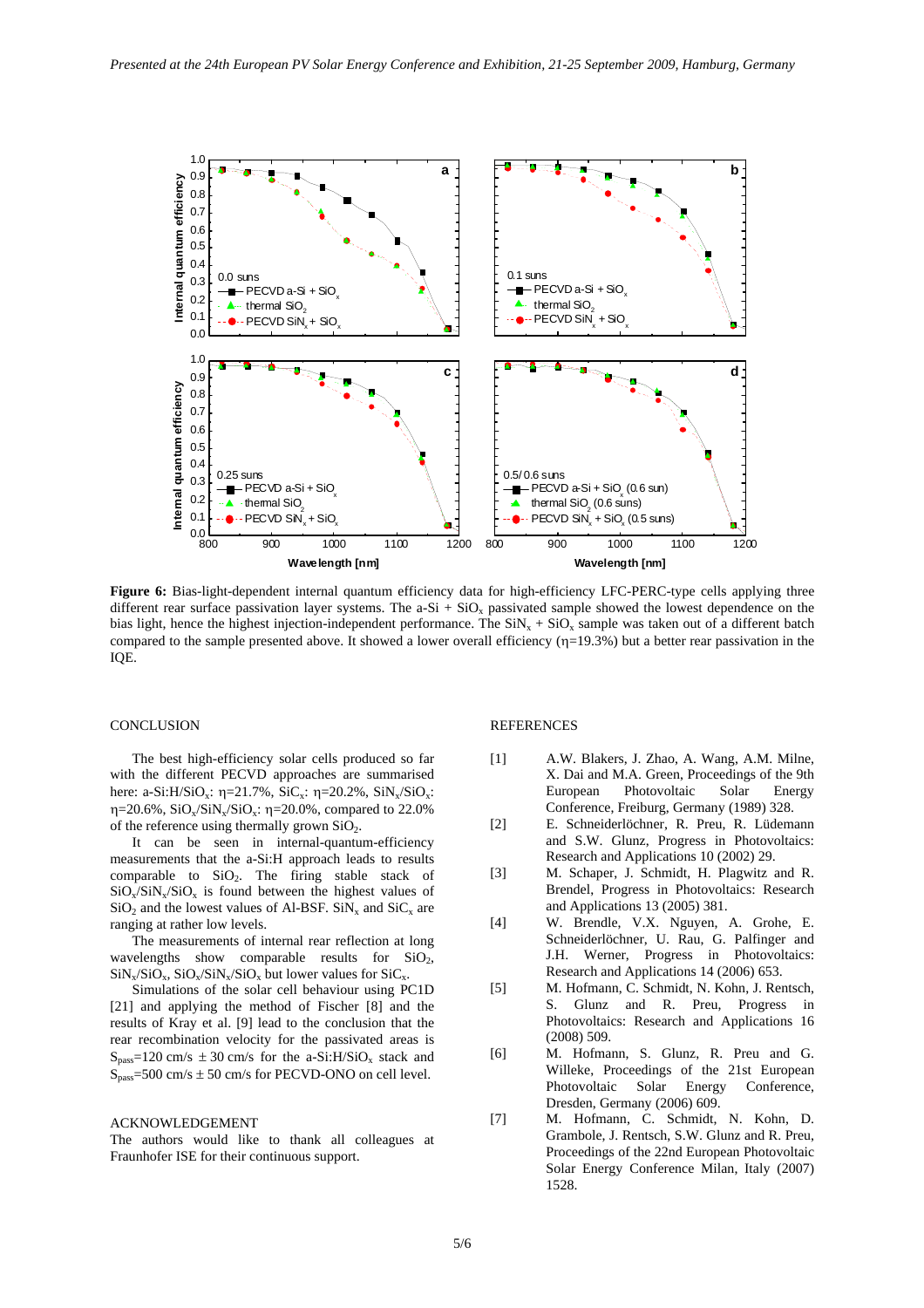**Figure 6:** Bias-light-dependent internal quantum efficiency data for high-efficiency LFC-PERC-type cells applying three different rear surface passivation layer systems. The a-Si + $SiO_x$ passivated sample showed the lowest dependence on the bias light, hence the highest injection-independent performance. The $SiN_x$ + $SiO_x$ sample was taken out of a different batch compared to the sample presented above. It showed a lower overall efficiency ($\eta$=19.3%) but a better rear passivation in the IQE.

## CONCLUSION

The best high-efficiency solar cells produced so far with the different PECVD approaches are summarised here: a-Si:H/$SiO_x$: $\eta$=21.7%, $SiC_x$: $\eta$=20.2%, $SiN_x/SiO_x$: $\eta$=20.6%, $SiO_x/SiN_x/SiO_x$: $\eta$=20.0%, compared to 22.0% of the reference using thermally grown $SiO_2$.

It can be seen in internal-quantum-efficiency measurements that the a-Si:H approach leads to results comparable to $SiO_2$. The firing stable stack of $SiO_x/SiN_x/SiO_x$ is found between the highest values of $SiO_2$ and the lowest values of Al-BSF. $SiN_x$ and $SiC_x$ are ranging at rather low levels.

The measurements of internal rear reflection at long wavelengths show comparable results for $SiO_2$, $SiN_x/SiO_x$, $SiO_x/SiN_x/SiO_x$ but lower values for $SiC_x$.

Simulations of the solar cell behaviour using PC1D [21] and applying the method of Fischer [8] and the results of Kray et al. [9] lead to the conclusion that the rear recombination velocity for the passivated areas is $S_{pass}$=120 cm/s ± 30 cm/s for the a-Si:H/$SiO_x$ stack and $S_{pass}$=500 cm/s ± 50 cm/s for PECVD-ONO on cell level.

## ACKNOWLEDGEMENT

The authors would like to thank all colleagues at Fraunhofer ISE for their continuous support.

## REFERENCES

[1] A.W. Blakers, J. Zhao, A. Wang, A.M. Milne, X. Dai and M.A. Green, Proceedings of the 9th European Photovoltaic Solar Energy Conference, Freiburg, Germany (1989) 328.

[2] E. Schneiderlöchner, R. Preu, R. Lüdemann and S.W. Glunz, Progress in Photovoltaics: Research and Applications 10 (2002) 29.

[3] M. Schaper, J. Schmidt, H. Plagwitz and R. Brendel, Progress in Photovoltaics: Research and Applications 13 (2005) 381.

[4] W. Brendle, V.X. Nguyen, A. Grohe, E. Schneiderlöchner, U. Rau, G. Palfinger and J.H. Werner, Progress in Photovoltaics: Research and Applications 14 (2006) 653.

[5] M. Hofmann, C. Schmidt, N. Kohn, J. Rentsch, S. Glunz and R. Preu, Progress in Photovoltaics: Research and Applications 16 (2008) 509.

[6] M. Hofmann, S. Glunz, R. Preu and G. Willeke, Proceedings of the 21st European Photovoltaic Solar Energy Conference, Dresden, Germany (2006) 609.

[7] M. Hofmann, C. Schmidt, N. Kohn, D. Grambole, J. Rentsch, S.W. Glunz and R. Preu, Proceedings of the 22nd European Photovoltaic Solar Energy Conference Milan, Italy (2007) 1528.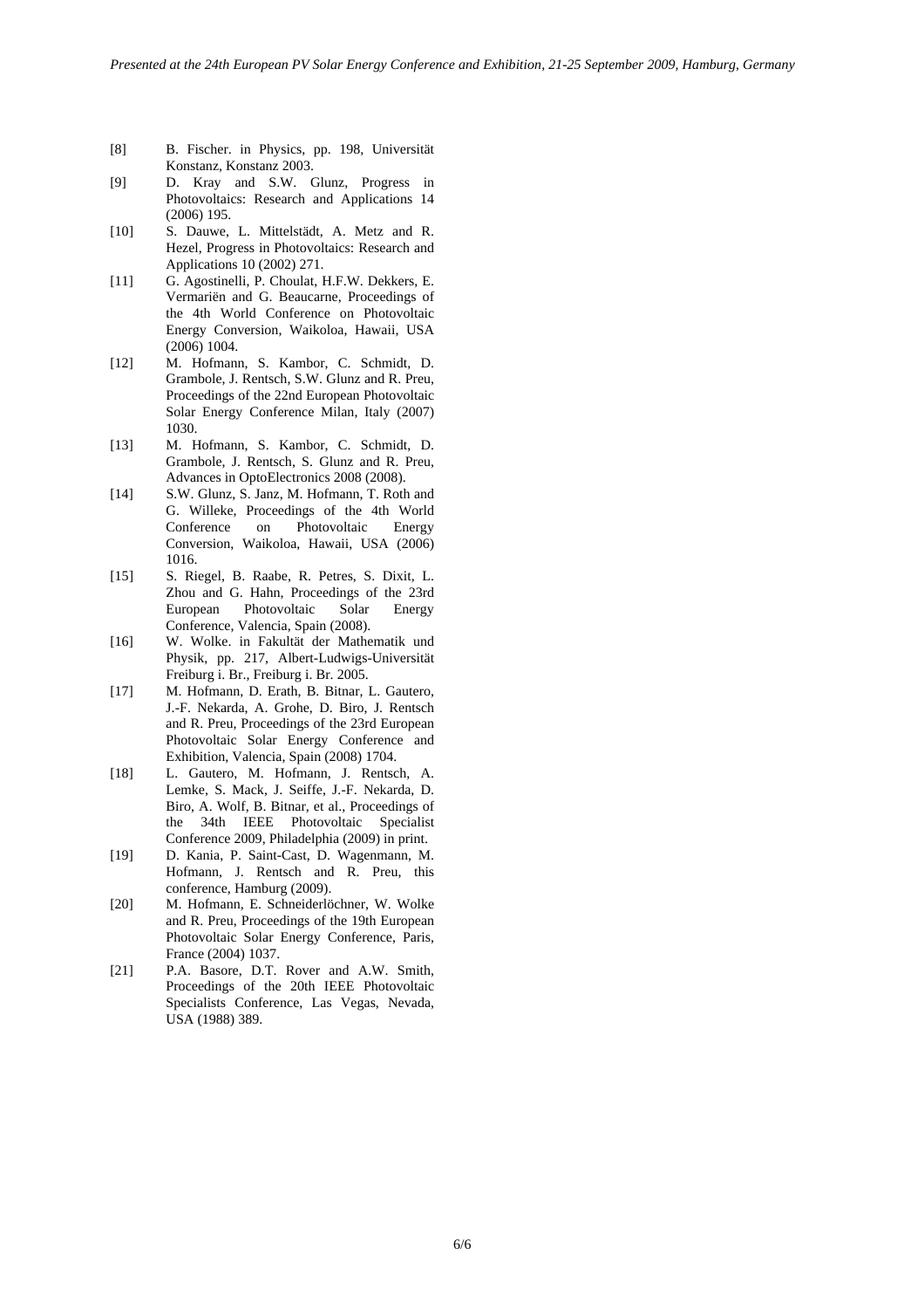[8] B. Fischer. in Physics, pp. 198, Universität Konstanz, Konstanz 2003.

[9] D. Kray and S.W. Glunz, Progress in Photovoltaics: Research and Applications 14 (2006) 195.

[10] S. Dauwe, L. Mittelstädt, A. Metz and R. Hezel, Progress in Photovoltaics: Research and Applications 10 (2002) 271.

[11] G. Agostinelli, P. Choulat, H.F.W. Dekkers, E. Vermariën and G. Beaucarne, Proceedings of the 4th World Conference on Photovoltaic Energy Conversion, Waikoloa, Hawaii, USA (2006) 1004.

[12] M. Hofmann, S. Kambor, C. Schmidt, D. Grambole, J. Rentsch, S.W. Glunz and R. Preu, Proceedings of the 22nd European Photovoltaic Solar Energy Conference Milan, Italy (2007) 1030.

[13] M. Hofmann, S. Kambor, C. Schmidt, D. Grambole, J. Rentsch, S. Glunz and R. Preu, Advances in OptoElectronics 2008 (2008).

[14] S.W. Glunz, S. Janz, M. Hofmann, T. Roth and G. Willeke, Proceedings of the 4th World Conference on Photovoltaic Energy Conversion, Waikoloa, Hawaii, USA (2006) 1016.

[15] S. Riegel, B. Raabe, R. Petres, S. Dixit, L. Zhou and G. Hahn, Proceedings of the 23rd European Photovoltaic Solar Energy Conference, Valencia, Spain (2008).

[16] W. Wolke. in Fakultät der Mathematik und Physik, pp. 217, Albert-Ludwigs-Universität Freiburg i. Br., Freiburg i. Br. 2005.

[17] M. Hofmann, D. Erath, B. Bitnar, L. Gautero, J.-F. Nekarda, A. Grohe, D. Biro, J. Rentsch and R. Preu, Proceedings of the 23rd European Photovoltaic Solar Energy Conference and Exhibition, Valencia, Spain (2008) 1704.

[18] L. Gautero, M. Hofmann, J. Rentsch, A. Lemke, S. Mack, J. Seiffe, J.-F. Nekarda, D. Biro, A. Wolf, B. Bitnar, et al., Proceedings of the 34th IEEE Photovoltaic Specialist Conference 2009, Philadelphia (2009) in print.

[19] D. Kania, P. Saint-Cast, D. Wagenmann, M. Hofmann, J. Rentsch and R. Preu, this conference, Hamburg (2009).

[20] M. Hofmann, E. Schneiderlöchner, W. Wolke and R. Preu, Proceedings of the 19th European Photovoltaic Solar Energy Conference, Paris, France (2004) 1037.

[21] P.A. Basore, D.T. Rover and A.W. Smith, Proceedings of the 20th IEEE Photovoltaic Specialists Conference, Las Vegas, Nevada, USA (1988) 389.